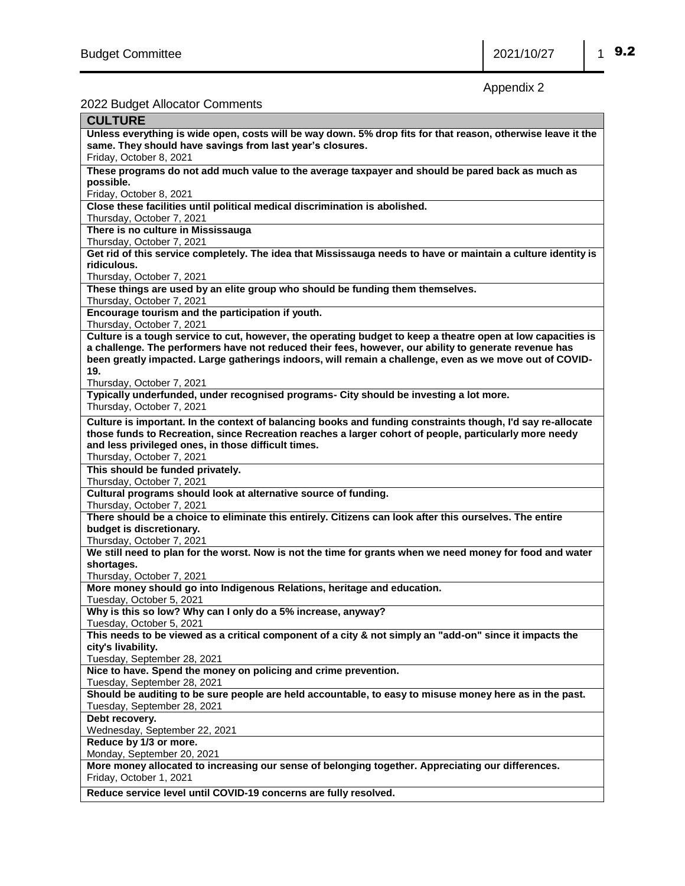Appendix 2

2022 Budget Allocator Comments

| CULTURE |
| --- |
| **Unless everything is wide open, costs will be way down. 5% drop fits for that reason, otherwise leave it the same. They should have savings from last year's closures.** Friday, October 8, 2021 |
| **These programs do not add much value to the average taxpayer and should be pared back as much as possible.** Friday, October 8, 2021 |
| **Close these facilities until political medical discrimination is abolished.** Thursday, October 7, 2021 |
| **There is no culture in Mississauga** Thursday, October 7, 2021 |
| **Get rid of this service completely. The idea that Mississauga needs to have or maintain a culture identity is ridiculous.** Thursday, October 7, 2021 |
| **These things are used by an elite group who should be funding them themselves.** Thursday, October 7, 2021 |
| **Encourage tourism and the participation if youth.** Thursday, October 7, 2021 |
| **Culture is a tough service to cut, however, the operating budget to keep a theatre open at low capacities is a challenge. The performers have not reduced their fees, however, our ability to generate revenue has been greatly impacted. Large gatherings indoors, will remain a challenge, even as we move out of COVID-19.** Thursday, October 7, 2021 |
| **Typically underfunded, under recognised programs- City should be investing a lot more.** Thursday, October 7, 2021 |
| **Culture is important. In the context of balancing books and funding constraints though, I'd say re-allocate those funds to Recreation, since Recreation reaches a larger cohort of people, particularly more needy and less privileged ones, in those difficult times.** Thursday, October 7, 2021 |
| **This should be funded privately.** Thursday, October 7, 2021 |
| **Cultural programs should look at alternative source of funding.** Thursday, October 7, 2021 |
| **There should be a choice to eliminate this entirely. Citizens can look after this ourselves. The entire budget is discretionary.** Thursday, October 7, 2021 |
| **We still need to plan for the worst. Now is not the time for grants when we need money for food and water shortages.** Thursday, October 7, 2021 |
| **More money should go into Indigenous Relations, heritage and education.** Tuesday, October 5, 2021 |
| **Why is this so low? Why can I only do a 5% increase, anyway?** Tuesday, October 5, 2021 |
| **This needs to be viewed as a critical component of a city & not simply an "add-on" since it impacts the city's livability.** Tuesday, September 28, 2021 |
| **Nice to have. Spend the money on policing and crime prevention.** Tuesday, September 28, 2021 |
| **Should be auditing to be sure people are held accountable, to easy to misuse money here as in the past.** Tuesday, September 28, 2021 |
| **Debt recovery.** Wednesday, September 22, 2021 |
| **Reduce by 1/3 or more.** Monday, September 20, 2021 |
| **More money allocated to increasing our sense of belonging together. Appreciating our differences.** Friday, October 1, 2021 |
| **Reduce service level until COVID-19 concerns are fully resolved.** |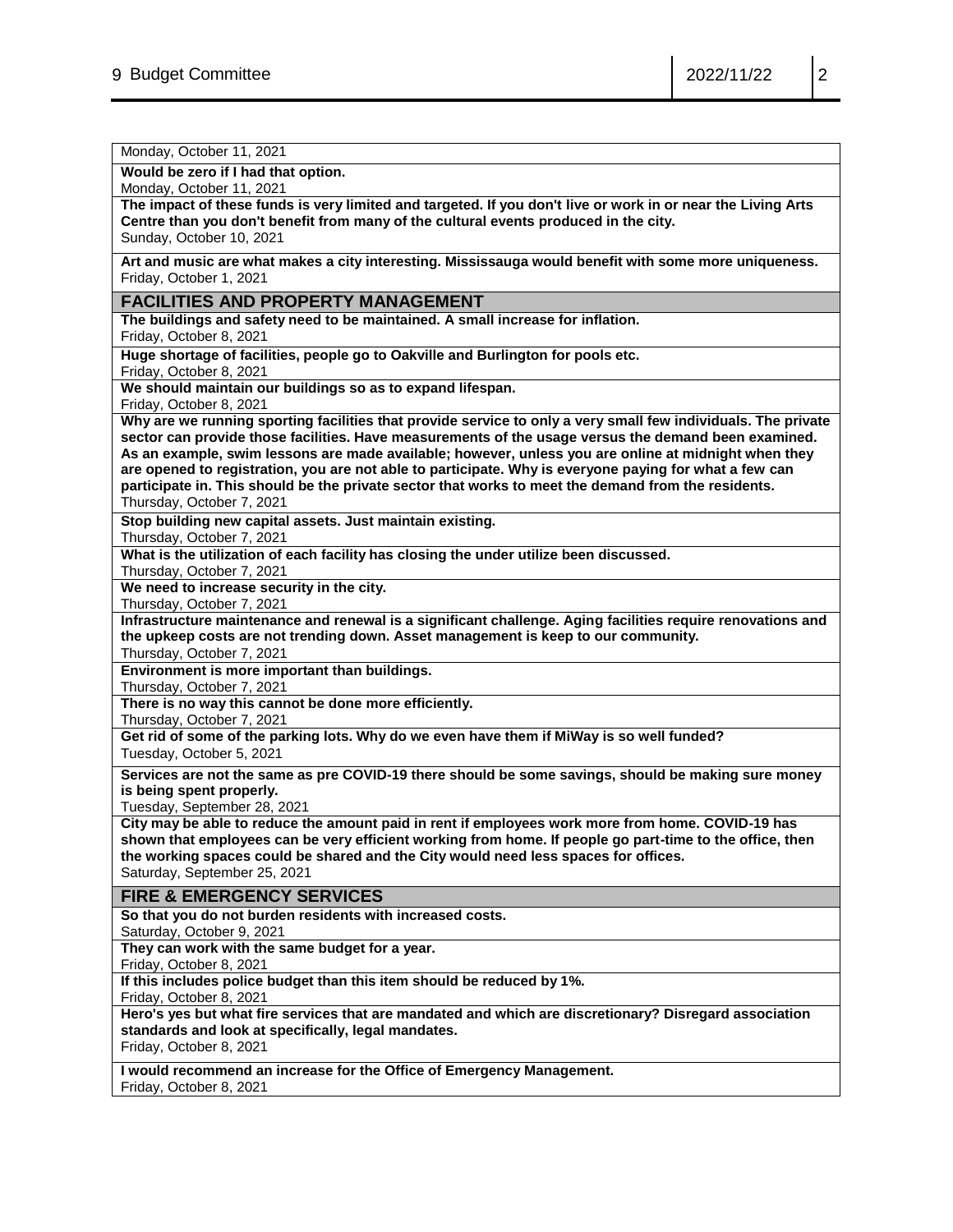Monday, October 11, 2021

**Would be zero if I had that option.**
Monday, October 11, 2021

**The impact of these funds is very limited and targeted. If you don't live or work in or near the Living Arts Centre than you don't benefit from many of the cultural events produced in the city.**
Sunday, October 10, 2021

**Art and music are what makes a city interesting. Mississauga would benefit with some more uniqueness.**
Friday, October 1, 2021

## FACILITIES AND PROPERTY MANAGEMENT

**The buildings and safety need to be maintained. A small increase for inflation.**
Friday, October 8, 2021

**Huge shortage of facilities, people go to Oakville and Burlington for pools etc.**
Friday, October 8, 2021

**We should maintain our buildings so as to expand lifespan.**
Friday, October 8, 2021

**Why are we running sporting facilities that provide service to only a very small few individuals. The private sector can provide those facilities. Have measurements of the usage versus the demand been examined. As an example, swim lessons are made available; however, unless you are online at midnight when they are opened to registration, you are not able to participate. Why is everyone paying for what a few can participate in. This should be the private sector that works to meet the demand from the residents.**
Thursday, October 7, 2021

**Stop building new capital assets. Just maintain existing.**
Thursday, October 7, 2021

**What is the utilization of each facility has closing the under utilize been discussed.**
Thursday, October 7, 2021

**We need to increase security in the city.**
Thursday, October 7, 2021

**Infrastructure maintenance and renewal is a significant challenge. Aging facilities require renovations and the upkeep costs are not trending down. Asset management is keep to our community.**
Thursday, October 7, 2021

**Environment is more important than buildings.**
Thursday, October 7, 2021

**There is no way this cannot be done more efficiently.**
Thursday, October 7, 2021

**Get rid of some of the parking lots. Why do we even have them if MiWay is so well funded?**
Tuesday, October 5, 2021

**Services are not the same as pre COVID-19 there should be some savings, should be making sure money is being spent properly.**
Tuesday, September 28, 2021

**City may be able to reduce the amount paid in rent if employees work more from home. COVID-19 has shown that employees can be very efficient working from home. If people go part-time to the office, then the working spaces could be shared and the City would need less spaces for offices.**
Saturday, September 25, 2021

## FIRE & EMERGENCY SERVICES

**So that you do not burden residents with increased costs.**
Saturday, October 9, 2021

**They can work with the same budget for a year.**
Friday, October 8, 2021

**If this includes police budget than this item should be reduced by 1%.**
Friday, October 8, 2021

**Hero's yes but what fire services that are mandated and which are discretionary? Disregard association standards and look at specifically, legal mandates.**
Friday, October 8, 2021

**I would recommend an increase for the Office of Emergency Management.**
Friday, October 8, 2021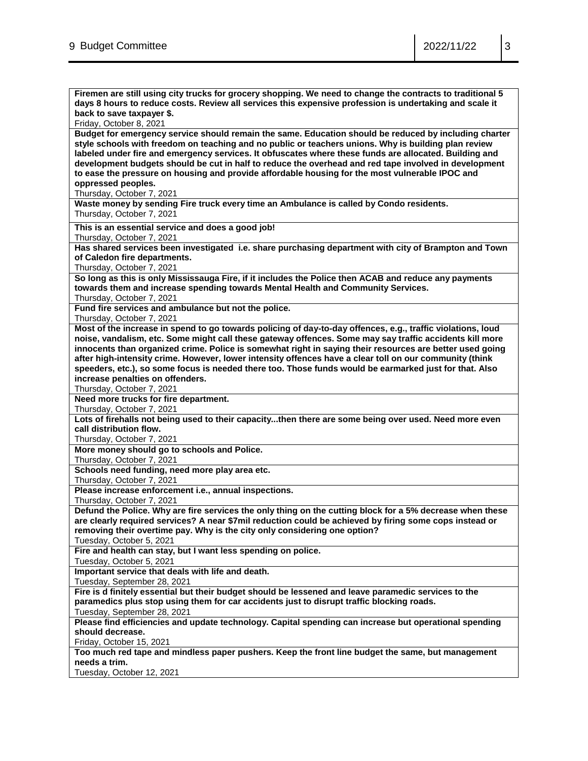| |
|---|
| **Firemen are still using city trucks for grocery shopping. We need to change the contracts to traditional 5 days 8 hours to reduce costs. Review all services this expensive profession is undertaking and scale it back to save taxpayer $.**<br>Friday, October 8, 2021 |
| **Budget for emergency service should remain the same. Education should be reduced by including charter style schools with freedom on teaching and no public or teachers unions. Why is building plan review labeled under fire and emergency services. It obfuscates where these funds are allocated. Building and development budgets should be cut in half to reduce the overhead and red tape involved in development to ease the pressure on housing and provide affordable housing for the most vulnerable IPOC and oppressed peoples.**<br>Thursday, October 7, 2021 |
| **Waste money by sending Fire truck every time an Ambulance is called by Condo residents.**<br>Thursday, October 7, 2021 |
| **This is an essential service and does a good job!**<br>Thursday, October 7, 2021 |
| **Has shared services been investigated i.e. share purchasing department with city of Brampton and Town of Caledon fire departments.**<br>Thursday, October 7, 2021 |
| **So long as this is only Mississauga Fire, if it includes the Police then ACAB and reduce any payments towards them and increase spending towards Mental Health and Community Services.**<br>Thursday, October 7, 2021 |
| **Fund fire services and ambulance but not the police.**<br>Thursday, October 7, 2021 |
| **Most of the increase in spend to go towards policing of day-to-day offences, e.g., traffic violations, loud noise, vandalism, etc. Some might call these gateway offences. Some may say traffic accidents kill more innocents than organized crime. Police is somewhat right in saying their resources are better used going after high-intensity crime. However, lower intensity offences have a clear toll on our community (think speeders, etc.), so some focus is needed there too. Those funds would be earmarked just for that. Also increase penalties on offenders.**<br>Thursday, October 7, 2021 |
| **Need more trucks for fire department.**<br>Thursday, October 7, 2021 |
| **Lots of firehalls not being used to their capacity...then there are some being over used. Need more even call distribution flow.**<br>Thursday, October 7, 2021 |
| **More money should go to schools and Police.**<br>Thursday, October 7, 2021 |
| **Schools need funding, need more play area etc.**<br>Thursday, October 7, 2021 |
| **Please increase enforcement i.e., annual inspections.**<br>Thursday, October 7, 2021 |
| **Defund the Police. Why are fire services the only thing on the cutting block for a 5% decrease when these are clearly required services? A near $7mil reduction could be achieved by firing some cops instead or removing their overtime pay. Why is the city only considering one option?**<br>Tuesday, October 5, 2021 |
| **Fire and health can stay, but I want less spending on police.**<br>Tuesday, October 5, 2021 |
| **Important service that deals with life and death.**<br>Tuesday, September 28, 2021 |
| **Fire is d finitely essential but their budget should be lessened and leave paramedic services to the paramedics plus stop using them for car accidents just to disrupt traffic blocking roads.**<br>Tuesday, September 28, 2021 |
| **Please find efficiencies and update technology. Capital spending can increase but operational spending should decrease.**<br>Friday, October 15, 2021 |
| **Too much red tape and mindless paper pushers. Keep the front line budget the same, but management needs a trim.**<br>Tuesday, October 12, 2021 |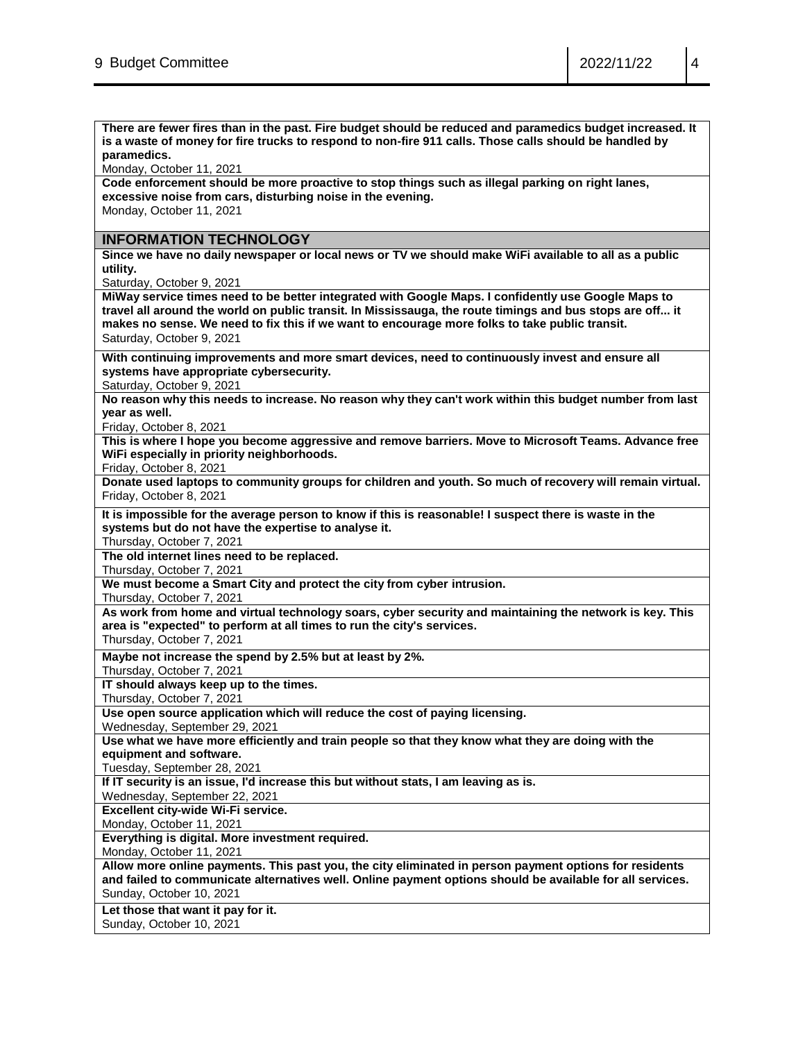**There are fewer fires than in the past. Fire budget should be reduced and paramedics budget increased. It is a waste of money for fire trucks to respond to non-fire 911 calls. Those calls should be handled by paramedics.**
Monday, October 11, 2021

**Code enforcement should be more proactive to stop things such as illegal parking on right lanes, excessive noise from cars, disturbing noise in the evening.**
Monday, October 11, 2021

## INFORMATION TECHNOLOGY

**Since we have no daily newspaper or local news or TV we should make WiFi available to all as a public utility.**
Saturday, October 9, 2021

**MiWay service times need to be better integrated with Google Maps. I confidently use Google Maps to travel all around the world on public transit. In Mississauga, the route timings and bus stops are off... it makes no sense. We need to fix this if we want to encourage more folks to take public transit.**
Saturday, October 9, 2021

**With continuing improvements and more smart devices, need to continuously invest and ensure all systems have appropriate cybersecurity.**
Saturday, October 9, 2021

**No reason why this needs to increase. No reason why they can't work within this budget number from last year as well.**
Friday, October 8, 2021

**This is where I hope you become aggressive and remove barriers. Move to Microsoft Teams. Advance free WiFi especially in priority neighborhoods.**
Friday, October 8, 2021

**Donate used laptops to community groups for children and youth. So much of recovery will remain virtual.**
Friday, October 8, 2021

**It is impossible for the average person to know if this is reasonable! I suspect there is waste in the systems but do not have the expertise to analyse it.**
Thursday, October 7, 2021

**The old internet lines need to be replaced.**
Thursday, October 7, 2021

**We must become a Smart City and protect the city from cyber intrusion.**
Thursday, October 7, 2021

**As work from home and virtual technology soars, cyber security and maintaining the network is key. This area is "expected" to perform at all times to run the city's services.**
Thursday, October 7, 2021

**Maybe not increase the spend by 2.5% but at least by 2%.**
Thursday, October 7, 2021

**IT should always keep up to the times.**
Thursday, October 7, 2021

**Use open source application which will reduce the cost of paying licensing.**
Wednesday, September 29, 2021

**Use what we have more efficiently and train people so that they know what they are doing with the equipment and software.**
Tuesday, September 28, 2021

**If IT security is an issue, I'd increase this but without stats, I am leaving as is.**
Wednesday, September 22, 2021

**Excellent city-wide Wi-Fi service.**
Monday, October 11, 2021

**Everything is digital. More investment required.**
Monday, October 11, 2021

**Allow more online payments. This past you, the city eliminated in person payment options for residents and failed to communicate alternatives well. Online payment options should be available for all services.**
Sunday, October 10, 2021

**Let those that want it pay for it.**
Sunday, October 10, 2021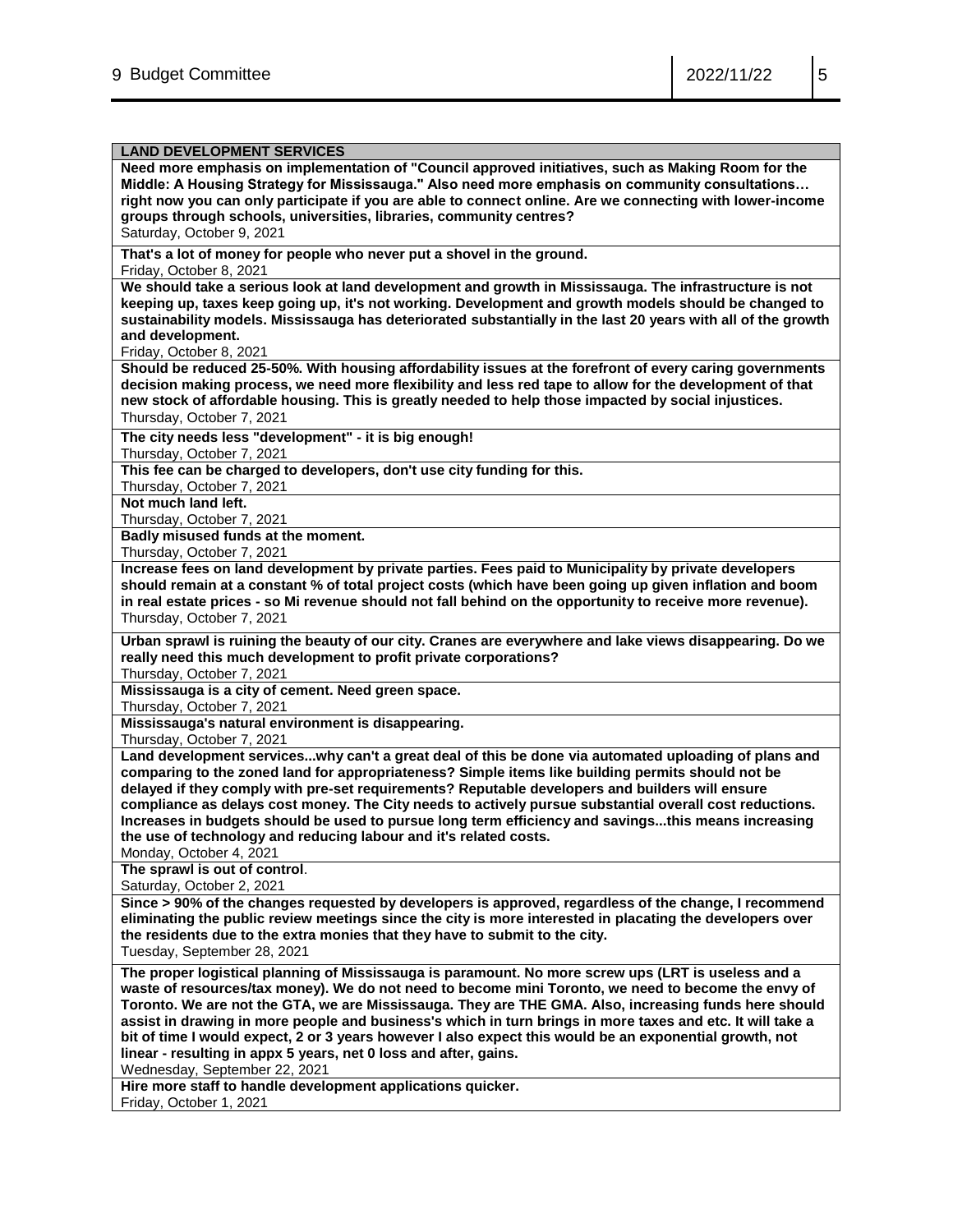| LAND DEVELOPMENT SERVICES |
|---|
| **Need more emphasis on implementation of "Council approved initiatives, such as Making Room for the Middle: A Housing Strategy for Mississauga." Also need more emphasis on community consultations… right now you can only participate if you are able to connect online. Are we connecting with lower-income groups through schools, universities, libraries, community centres?**<br>Saturday, October 9, 2021 |
| **That's a lot of money for people who never put a shovel in the ground.**<br>Friday, October 8, 2021 |
| **We should take a serious look at land development and growth in Mississauga. The infrastructure is not keeping up, taxes keep going up, it's not working. Development and growth models should be changed to sustainability models. Mississauga has deteriorated substantially in the last 20 years with all of the growth and development.**<br>Friday, October 8, 2021 |
| **Should be reduced 25-50%. With housing affordability issues at the forefront of every caring governments decision making process, we need more flexibility and less red tape to allow for the development of that new stock of affordable housing. This is greatly needed to help those impacted by social injustices.**<br>Thursday, October 7, 2021 |
| **The city needs less "development" - it is big enough!**<br>Thursday, October 7, 2021 |
| **This fee can be charged to developers, don't use city funding for this.**<br>Thursday, October 7, 2021 |
| **Not much land left.**<br>Thursday, October 7, 2021 |
| **Badly misused funds at the moment.**<br>Thursday, October 7, 2021 |
| **Increase fees on land development by private parties. Fees paid to Municipality by private developers should remain at a constant % of total project costs (which have been going up given inflation and boom in real estate prices - so Mi revenue should not fall behind on the opportunity to receive more revenue).**<br>Thursday, October 7, 2021 |
| **Urban sprawl is ruining the beauty of our city. Cranes are everywhere and lake views disappearing. Do we really need this much development to profit private corporations?**<br>Thursday, October 7, 2021 |
| **Mississauga is a city of cement. Need green space.**<br>Thursday, October 7, 2021 |
| **Mississauga's natural environment is disappearing.**<br>Thursday, October 7, 2021 |
| **Land development services...why can't a great deal of this be done via automated uploading of plans and comparing to the zoned land for appropriateness? Simple items like building permits should not be delayed if they comply with pre-set requirements? Reputable developers and builders will ensure compliance as delays cost money. The City needs to actively pursue substantial overall cost reductions. Increases in budgets should be used to pursue long term efficiency and savings...this means increasing the use of technology and reducing labour and it's related costs.**<br>Monday, October 4, 2021 |
| **The sprawl is out of control**.<br>Saturday, October 2, 2021 |
| **Since > 90% of the changes requested by developers is approved, regardless of the change, I recommend eliminating the public review meetings since the city is more interested in placating the developers over the residents due to the extra monies that they have to submit to the city.**<br>Tuesday, September 28, 2021 |
| **The proper logistical planning of Mississauga is paramount. No more screw ups (LRT is useless and a waste of resources/tax money). We do not need to become mini Toronto, we need to become the envy of Toronto. We are not the GTA, we are Mississauga. They are THE GMA. Also, increasing funds here should assist in drawing in more people and business's which in turn brings in more taxes and etc. It will take a bit of time I would expect, 2 or 3 years however I also expect this would be an exponential growth, not linear - resulting in appx 5 years, net 0 loss and after, gains.**<br>Wednesday, September 22, 2021 |
| **Hire more staff to handle development applications quicker.**<br>Friday, October 1, 2021 |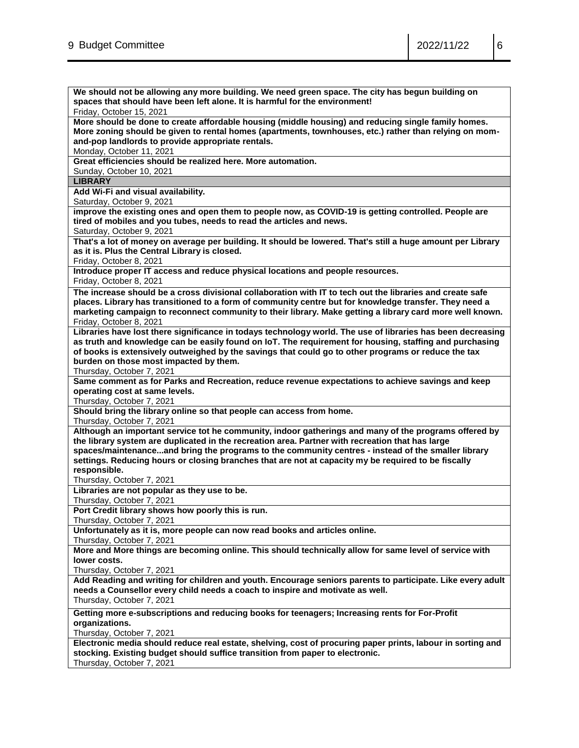| |
|---|
| **We should not be allowing any more building. We need green space. The city has begun building on spaces that should have been left alone. It is harmful for the environment!**<br>Friday, October 15, 2021 |
| **More should be done to create affordable housing (middle housing) and reducing single family homes. More zoning should be given to rental homes (apartments, townhouses, etc.) rather than relying on mom-and-pop landlords to provide appropriate rentals.**<br>Monday, October 11, 2021 |
| **Great efficiencies should be realized here. More automation.**<br>Sunday, October 10, 2021 |
| **LIBRARY** |
| **Add Wi-Fi and visual availability.**<br>Saturday, October 9, 2021 |
| **improve the existing ones and open them to people now, as COVID-19 is getting controlled. People are tired of mobiles and you tubes, needs to read the articles and news.**<br>Saturday, October 9, 2021 |
| **That's a lot of money on average per building. It should be lowered. That's still a huge amount per Library as it is. Plus the Central Library is closed.**<br>Friday, October 8, 2021 |
| **Introduce proper IT access and reduce physical locations and people resources.**<br>Friday, October 8, 2021 |
| **The increase should be a cross divisional collaboration with IT to tech out the libraries and create safe places. Library has transitioned to a form of community centre but for knowledge transfer. They need a marketing campaign to reconnect community to their library. Make getting a library card more well known.**<br>Friday, October 8, 2021 |
| **Libraries have lost there significance in todays technology world. The use of libraries has been decreasing as truth and knowledge can be easily found on IoT. The requirement for housing, staffing and purchasing of books is extensively outweighed by the savings that could go to other programs or reduce the tax burden on those most impacted by them.**<br>Thursday, October 7, 2021 |
| **Same comment as for Parks and Recreation, reduce revenue expectations to achieve savings and keep operating cost at same levels.**<br>Thursday, October 7, 2021 |
| **Should bring the library online so that people can access from home.**<br>Thursday, October 7, 2021 |
| **Although an important service tot he community, indoor gatherings and many of the programs offered by the library system are duplicated in the recreation area. Partner with recreation that has large spaces/maintenance...and bring the programs to the community centres - instead of the smaller library settings. Reducing hours or closing branches that are not at capacity my be required to be fiscally responsible.**<br>Thursday, October 7, 2021 |
| **Libraries are not popular as they use to be.**<br>Thursday, October 7, 2021 |
| **Port Credit library shows how poorly this is run.**<br>Thursday, October 7, 2021 |
| **Unfortunately as it is, more people can now read books and articles online.**<br>Thursday, October 7, 2021 |
| **More and More things are becoming online. This should technically allow for same level of service with lower costs.**<br>Thursday, October 7, 2021 |
| **Add Reading and writing for children and youth. Encourage seniors parents to participate. Like every adult needs a Counsellor every child needs a coach to inspire and motivate as well.**<br>Thursday, October 7, 2021 |
| **Getting more e-subscriptions and reducing books for teenagers; Increasing rents for For-Profit organizations.**<br>Thursday, October 7, 2021 |
| **Electronic media should reduce real estate, shelving, cost of procuring paper prints, labour in sorting and stocking. Existing budget should suffice transition from paper to electronic.**<br>Thursday, October 7, 2021 |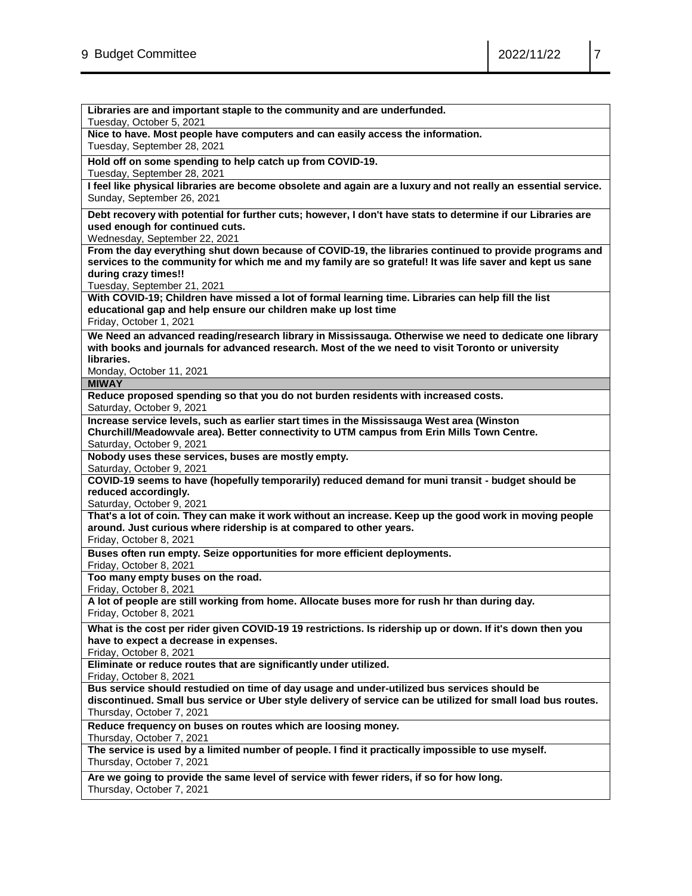| |
|---|
| **Libraries are and important staple to the community and are underfunded.**<br>Tuesday, October 5, 2021 |
| **Nice to have. Most people have computers and can easily access the information.**<br>Tuesday, September 28, 2021 |
| **Hold off on some spending to help catch up from COVID-19.**<br>Tuesday, September 28, 2021 |
| **I feel like physical libraries are become obsolete and again are a luxury and not really an essential service.**<br>Sunday, September 26, 2021 |
| **Debt recovery with potential for further cuts; however, I don't have stats to determine if our Libraries are used enough for continued cuts.**<br>Wednesday, September 22, 2021 |
| **From the day everything shut down because of COVID-19, the libraries continued to provide programs and services to the community for which me and my family are so grateful! It was life saver and kept us sane during crazy times!!**<br>Tuesday, September 21, 2021 |
| **With COVID-19; Children have missed a lot of formal learning time. Libraries can help fill the list educational gap and help ensure our children make up lost time**<br>Friday, October 1, 2021 |
| **We Need an advanced reading/research library in Mississauga. Otherwise we need to dedicate one library with books and journals for advanced research. Most of the we need to visit Toronto or university libraries.**<br>Monday, October 11, 2021 |
| **MIWAY** |
| **Reduce proposed spending so that you do not burden residents with increased costs.**<br>Saturday, October 9, 2021 |
| **Increase service levels, such as earlier start times in the Mississauga West area (Winston Churchill/Meadowvale area). Better connectivity to UTM campus from Erin Mills Town Centre.**<br>Saturday, October 9, 2021 |
| **Nobody uses these services, buses are mostly empty.**<br>Saturday, October 9, 2021 |
| **COVID-19 seems to have (hopefully temporarily) reduced demand for muni transit - budget should be reduced accordingly.**<br>Saturday, October 9, 2021 |
| **That's a lot of coin. They can make it work without an increase. Keep up the good work in moving people around. Just curious where ridership is at compared to other years.**<br>Friday, October 8, 2021 |
| **Buses often run empty. Seize opportunities for more efficient deployments.**<br>Friday, October 8, 2021 |
| **Too many empty buses on the road.**<br>Friday, October 8, 2021 |
| **A lot of people are still working from home. Allocate buses more for rush hr than during day.**<br>Friday, October 8, 2021 |
| **What is the cost per rider given COVID-19 19 restrictions. Is ridership up or down. If it's down then you have to expect a decrease in expenses.**<br>Friday, October 8, 2021 |
| **Eliminate or reduce routes that are significantly under utilized.**<br>Friday, October 8, 2021 |
| **Bus service should restudied on time of day usage and under-utilized bus services should be discontinued. Small bus service or Uber style delivery of service can be utilized for small load bus routes.**<br>Thursday, October 7, 2021 |
| **Reduce frequency on buses on routes which are loosing money.**<br>Thursday, October 7, 2021 |
| **The service is used by a limited number of people. I find it practically impossible to use myself.**<br>Thursday, October 7, 2021 |
| **Are we going to provide the same level of service with fewer riders, if so for how long.**<br>Thursday, October 7, 2021 |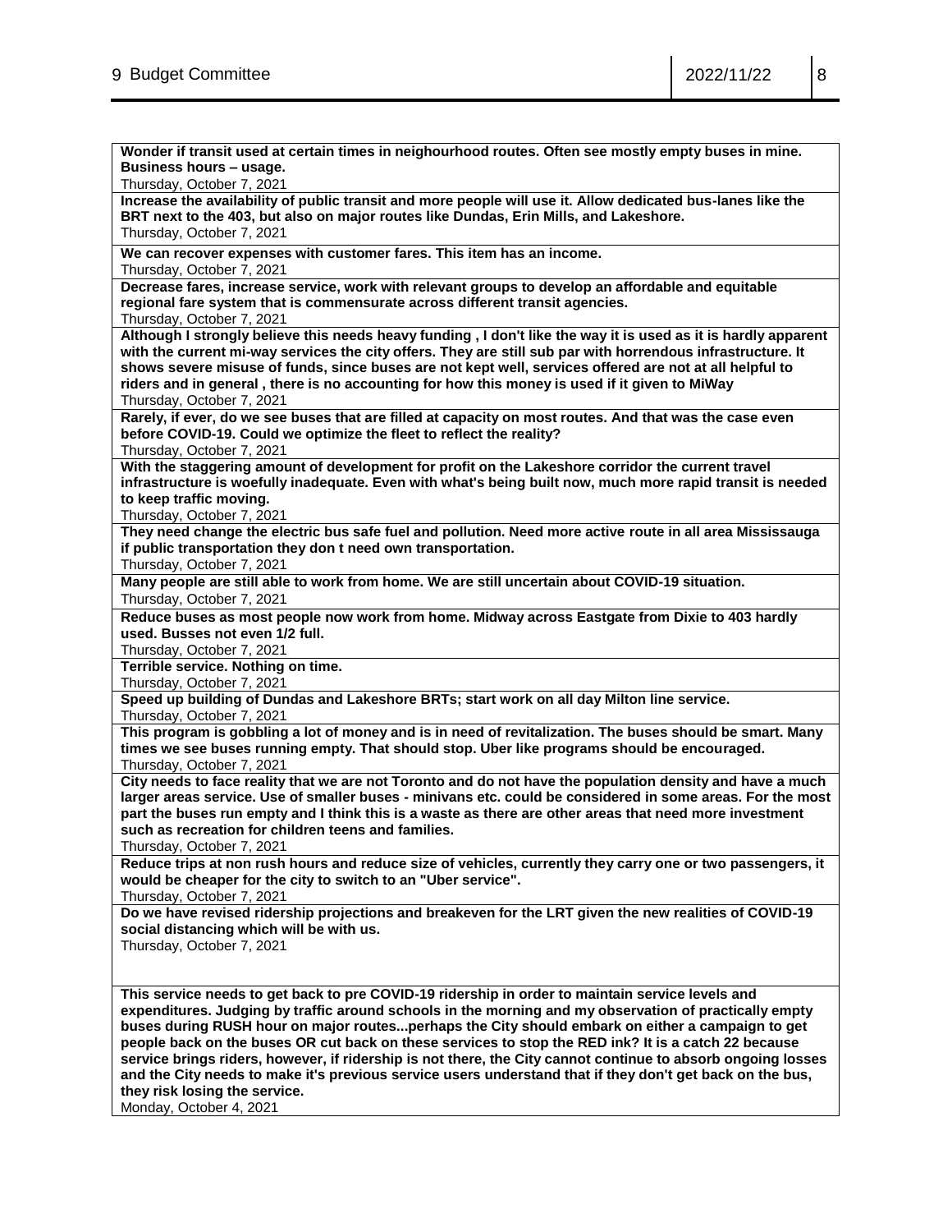| |
|---|
| **Wonder if transit used at certain times in neighourhood routes. Often see mostly empty buses in mine. Business hours – usage.**<br>Thursday, October 7, 2021 |
| **Increase the availability of public transit and more people will use it. Allow dedicated bus-lanes like the BRT next to the 403, but also on major routes like Dundas, Erin Mills, and Lakeshore.**<br>Thursday, October 7, 2021 |
| **We can recover expenses with customer fares. This item has an income.**<br>Thursday, October 7, 2021 |
| **Decrease fares, increase service, work with relevant groups to develop an affordable and equitable regional fare system that is commensurate across different transit agencies.**<br>Thursday, October 7, 2021 |
| **Although I strongly believe this needs heavy funding , I don't like the way it is used as it is hardly apparent with the current mi-way services the city offers. They are still sub par with horrendous infrastructure. It shows severe misuse of funds, since buses are not kept well, services offered are not at all helpful to riders and in general , there is no accounting for how this money is used if it given to MiWay**<br>Thursday, October 7, 2021 |
| **Rarely, if ever, do we see buses that are filled at capacity on most routes. And that was the case even before COVID-19. Could we optimize the fleet to reflect the reality?**<br>Thursday, October 7, 2021 |
| **With the staggering amount of development for profit on the Lakeshore corridor the current travel infrastructure is woefully inadequate. Even with what's being built now, much more rapid transit is needed to keep traffic moving.**<br>Thursday, October 7, 2021 |
| **They need change the electric bus safe fuel and pollution. Need more active route in all area Mississauga if public transportation they don t need own transportation.**<br>Thursday, October 7, 2021 |
| **Many people are still able to work from home. We are still uncertain about COVID-19 situation.**<br>Thursday, October 7, 2021 |
| **Reduce buses as most people now work from home. Midway across Eastgate from Dixie to 403 hardly used. Busses not even 1/2 full.**<br>Thursday, October 7, 2021 |
| **Terrible service. Nothing on time.**<br>Thursday, October 7, 2021 |
| **Speed up building of Dundas and Lakeshore BRTs; start work on all day Milton line service.**<br>Thursday, October 7, 2021 |
| **This program is gobbling a lot of money and is in need of revitalization. The buses should be smart. Many times we see buses running empty. That should stop. Uber like programs should be encouraged.**<br>Thursday, October 7, 2021 |
| **City needs to face reality that we are not Toronto and do not have the population density and have a much larger areas service. Use of smaller buses - minivans etc. could be considered in some areas. For the most part the buses run empty and I think this is a waste as there are other areas that need more investment such as recreation for children teens and families.**<br>Thursday, October 7, 2021 |
| **Reduce trips at non rush hours and reduce size of vehicles, currently they carry one or two passengers, it would be cheaper for the city to switch to an "Uber service".**<br>Thursday, October 7, 2021 |
| **Do we have revised ridership projections and breakeven for the LRT given the new realities of COVID-19 social distancing which will be with us.**<br>Thursday, October 7, 2021 |
| **This service needs to get back to pre COVID-19 ridership in order to maintain service levels and expenditures. Judging by traffic around schools in the morning and my observation of practically empty buses during RUSH hour on major routes...perhaps the City should embark on either a campaign to get people back on the buses OR cut back on these services to stop the RED ink? It is a catch 22 because service brings riders, however, if ridership is not there, the City cannot continue to absorb ongoing losses and the City needs to make it's previous service users understand that if they don't get back on the bus, they risk losing the service.**<br>Monday, October 4, 2021 |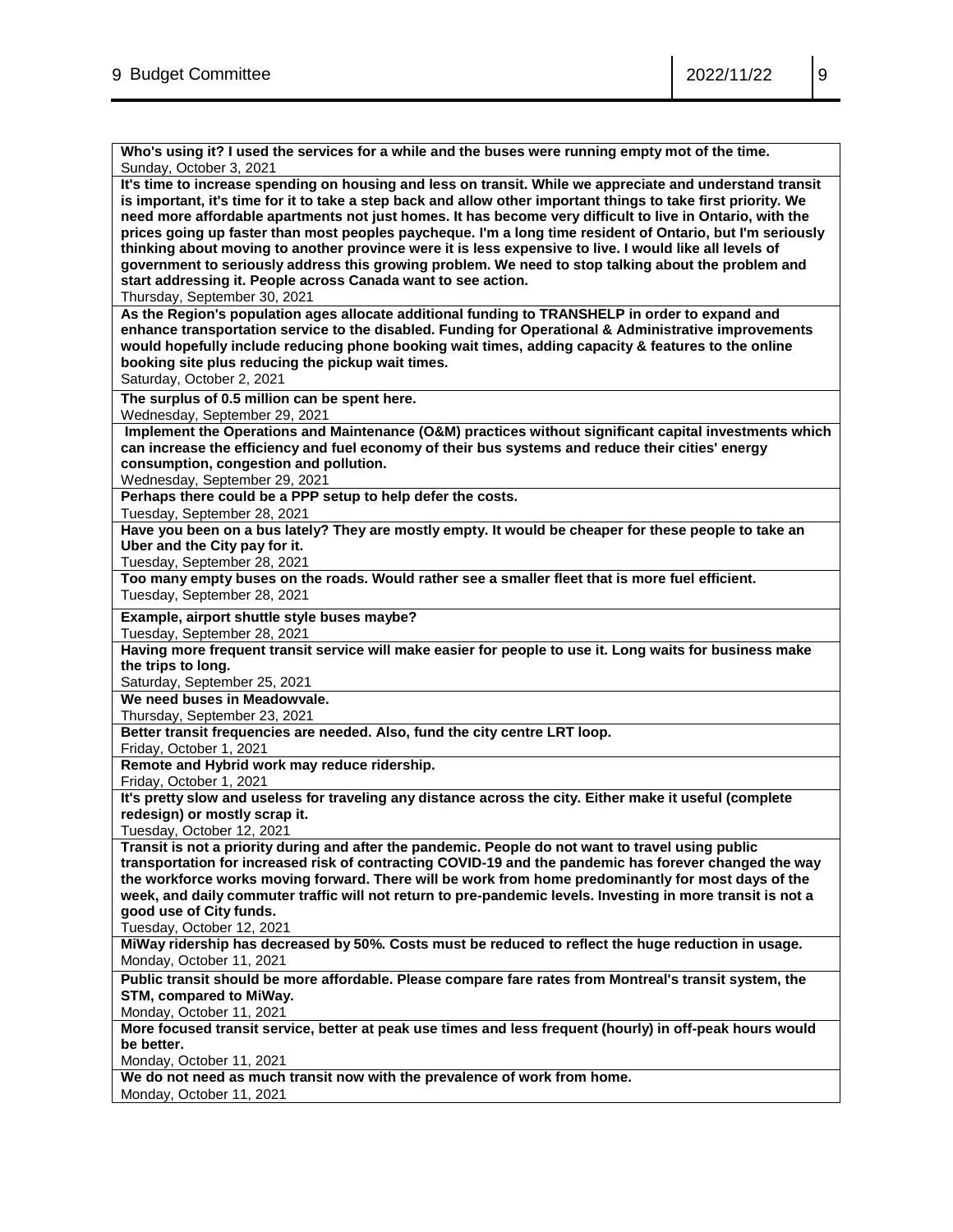| |
|---|
| **Who's using it? I used the services for a while and the buses were running empty mot of the time.**<br>Sunday, October 3, 2021 |
| **It's time to increase spending on housing and less on transit. While we appreciate and understand transit is important, it's time for it to take a step back and allow other important things to take first priority. We need more affordable apartments not just homes. It has become very difficult to live in Ontario, with the prices going up faster than most peoples paycheque. I'm a long time resident of Ontario, but I'm seriously thinking about moving to another province were it is less expensive to live. I would like all levels of government to seriously address this growing problem. We need to stop talking about the problem and start addressing it. People across Canada want to see action.**<br>Thursday, September 30, 2021 |
| **As the Region's population ages allocate additional funding to TRANSHELP in order to expand and enhance transportation service to the disabled. Funding for Operational & Administrative improvements would hopefully include reducing phone booking wait times, adding capacity & features to the online booking site plus reducing the pickup wait times.**<br>Saturday, October 2, 2021 |
| **The surplus of 0.5 million can be spent here.**<br>Wednesday, September 29, 2021 |
| **Implement the Operations and Maintenance (O&M) practices without significant capital investments which can increase the efficiency and fuel economy of their bus systems and reduce their cities' energy consumption, congestion and pollution.**<br>Wednesday, September 29, 2021 |
| **Perhaps there could be a PPP setup to help defer the costs.**<br>Tuesday, September 28, 2021 |
| **Have you been on a bus lately? They are mostly empty. It would be cheaper for these people to take an Uber and the City pay for it.**<br>Tuesday, September 28, 2021 |
| **Too many empty buses on the roads. Would rather see a smaller fleet that is more fuel efficient.**<br>Tuesday, September 28, 2021 |
| **Example, airport shuttle style buses maybe?**<br>Tuesday, September 28, 2021 |
| **Having more frequent transit service will make easier for people to use it. Long waits for business make the trips to long.**<br>Saturday, September 25, 2021 |
| **We need buses in Meadowvale.**<br>Thursday, September 23, 2021 |
| **Better transit frequencies are needed. Also, fund the city centre LRT loop.**<br>Friday, October 1, 2021 |
| **Remote and Hybrid work may reduce ridership.**<br>Friday, October 1, 2021 |
| **It's pretty slow and useless for traveling any distance across the city. Either make it useful (complete redesign) or mostly scrap it.**<br>Tuesday, October 12, 2021 |
| **Transit is not a priority during and after the pandemic. People do not want to travel using public transportation for increased risk of contracting COVID-19 and the pandemic has forever changed the way the workforce works moving forward. There will be work from home predominantly for most days of the week, and daily commuter traffic will not return to pre-pandemic levels. Investing in more transit is not a good use of City funds.**<br>Tuesday, October 12, 2021 |
| **MiWay ridership has decreased by 50%. Costs must be reduced to reflect the huge reduction in usage.**<br>Monday, October 11, 2021 |
| **Public transit should be more affordable. Please compare fare rates from Montreal's transit system, the STM, compared to MiWay.**<br>Monday, October 11, 2021 |
| **More focused transit service, better at peak use times and less frequent (hourly) in off-peak hours would be better.**<br>Monday, October 11, 2021 |
| **We do not need as much transit now with the prevalence of work from home.**<br>Monday, October 11, 2021 |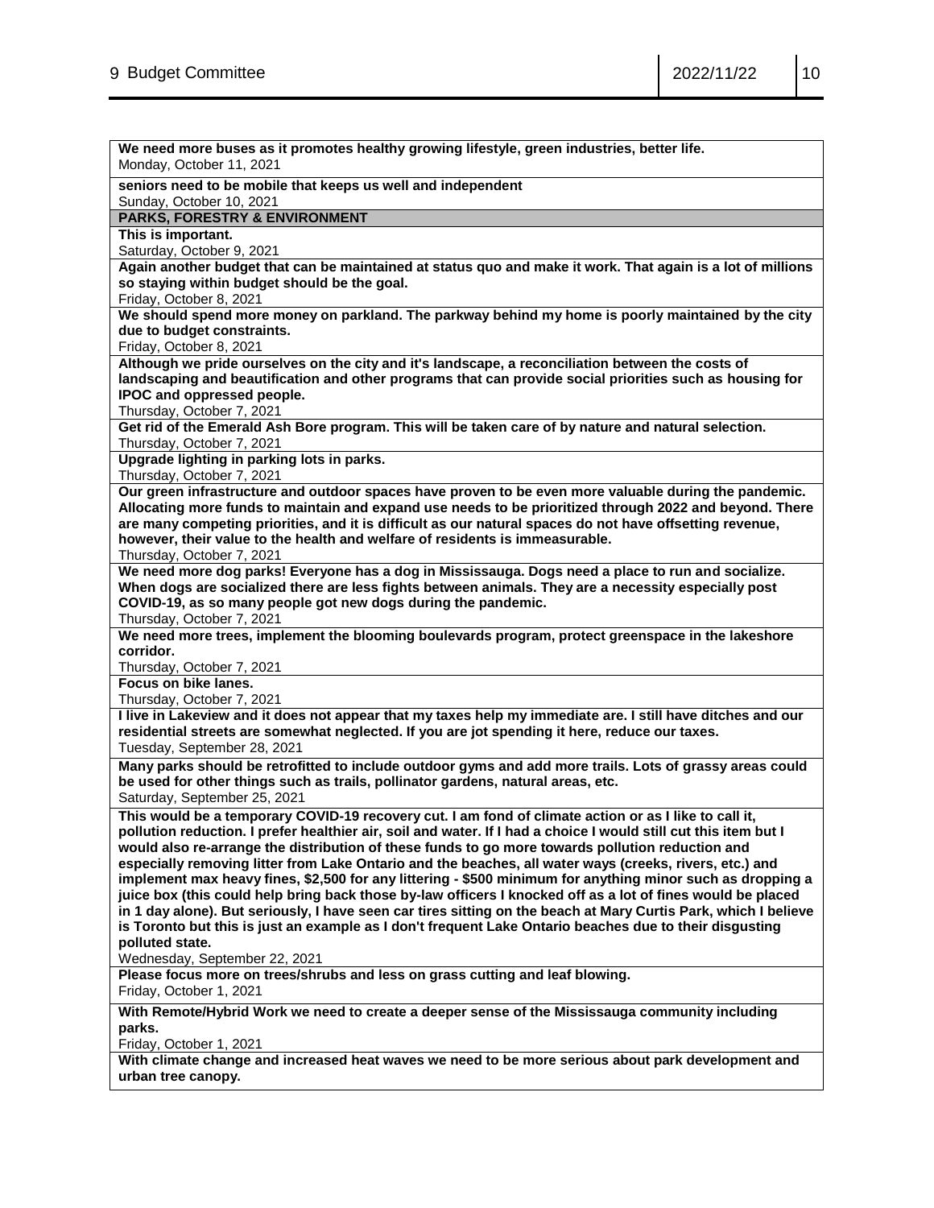| |
|---|
| **We need more buses as it promotes healthy growing lifestyle, green industries, better life.**<br>Monday, October 11, 2021 |
| **seniors need to be mobile that keeps us well and independent**<br>Sunday, October 10, 2021 |
| **PARKS, FORESTRY & ENVIRONMENT** |
| **This is important.**<br>Saturday, October 9, 2021 |
| **Again another budget that can be maintained at status quo and make it work. That again is a lot of millions so staying within budget should be the goal.**<br>Friday, October 8, 2021 |
| **We should spend more money on parkland. The parkway behind my home is poorly maintained by the city due to budget constraints.**<br>Friday, October 8, 2021 |
| **Although we pride ourselves on the city and it's landscape, a reconciliation between the costs of landscaping and beautification and other programs that can provide social priorities such as housing for IPOC and oppressed people.**<br>Thursday, October 7, 2021 |
| **Get rid of the Emerald Ash Bore program. This will be taken care of by nature and natural selection.**<br>Thursday, October 7, 2021 |
| **Upgrade lighting in parking lots in parks.**<br>Thursday, October 7, 2021 |
| **Our green infrastructure and outdoor spaces have proven to be even more valuable during the pandemic. Allocating more funds to maintain and expand use needs to be prioritized through 2022 and beyond. There are many competing priorities, and it is difficult as our natural spaces do not have offsetting revenue, however, their value to the health and welfare of residents is immeasurable.**<br>Thursday, October 7, 2021 |
| **We need more dog parks! Everyone has a dog in Mississauga. Dogs need a place to run and socialize. When dogs are socialized there are less fights between animals. They are a necessity especially post COVID-19, as so many people got new dogs during the pandemic.**<br>Thursday, October 7, 2021 |
| **We need more trees, implement the blooming boulevards program, protect greenspace in the lakeshore corridor.**<br>Thursday, October 7, 2021 |
| **Focus on bike lanes.**<br>Thursday, October 7, 2021 |
| **I live in Lakeview and it does not appear that my taxes help my immediate are. I still have ditches and our residential streets are somewhat neglected. If you are jot spending it here, reduce our taxes.**<br>Tuesday, September 28, 2021 |
| **Many parks should be retrofitted to include outdoor gyms and add more trails. Lots of grassy areas could be used for other things such as trails, pollinator gardens, natural areas, etc.**<br>Saturday, September 25, 2021 |
| **This would be a temporary COVID-19 recovery cut. I am fond of climate action or as I like to call it, pollution reduction. I prefer healthier air, soil and water. If I had a choice I would still cut this item but I would also re-arrange the distribution of these funds to go more towards pollution reduction and especially removing litter from Lake Ontario and the beaches, all water ways (creeks, rivers, etc.) and implement max heavy fines, $2,500 for any littering - $500 minimum for anything minor such as dropping a juice box (this could help bring back those by-law officers I knocked off as a lot of fines would be placed in 1 day alone). But seriously, I have seen car tires sitting on the beach at Mary Curtis Park, which I believe is Toronto but this is just an example as I don't frequent Lake Ontario beaches due to their disgusting polluted state.**<br>Wednesday, September 22, 2021 |
| **Please focus more on trees/shrubs and less on grass cutting and leaf blowing.**<br>Friday, October 1, 2021 |
| **With Remote/Hybrid Work we need to create a deeper sense of the Mississauga community including parks.**<br>Friday, October 1, 2021 |
| **With climate change and increased heat waves we need to be more serious about park development and urban tree canopy.** |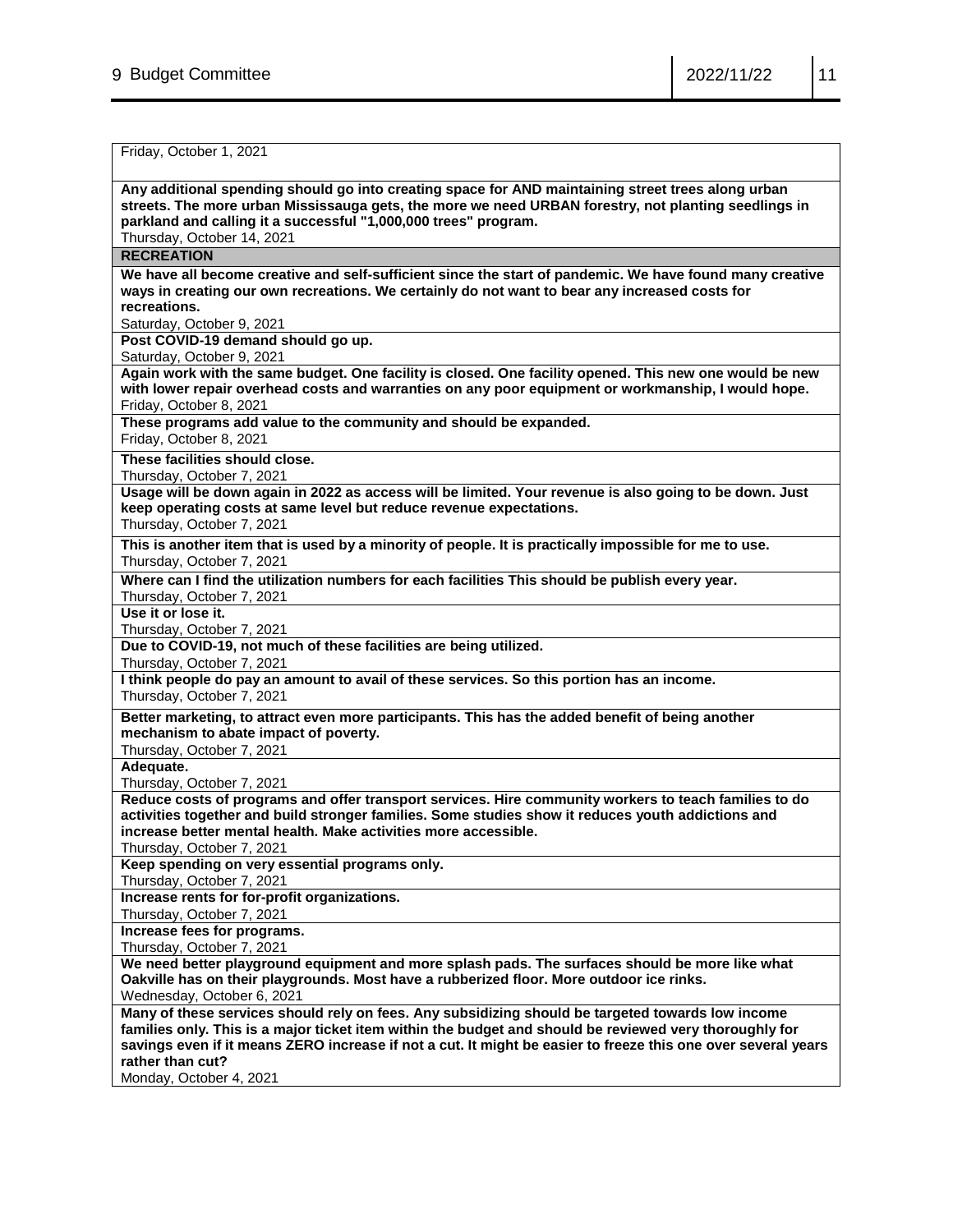| |
|---|
| Friday, October 1, 2021 |
| **Any additional spending should go into creating space for AND maintaining street trees along urban streets. The more urban Mississauga gets, the more we need URBAN forestry, not planting seedlings in parkland and calling it a successful "1,000,000 trees" program.**<br>Thursday, October 14, 2021 |
| **RECREATION** |
| **We have all become creative and self-sufficient since the start of pandemic. We have found many creative ways in creating our own recreations. We certainly do not want to bear any increased costs for recreations.**<br>Saturday, October 9, 2021 |
| **Post COVID-19 demand should go up.**<br>Saturday, October 9, 2021 |
| **Again work with the same budget. One facility is closed. One facility opened. This new one would be new with lower repair overhead costs and warranties on any poor equipment or workmanship, I would hope.**<br>Friday, October 8, 2021 |
| **These programs add value to the community and should be expanded.**<br>Friday, October 8, 2021 |
| **These facilities should close.**<br>Thursday, October 7, 2021 |
| **Usage will be down again in 2022 as access will be limited. Your revenue is also going to be down. Just keep operating costs at same level but reduce revenue expectations.**<br>Thursday, October 7, 2021 |
| **This is another item that is used by a minority of people. It is practically impossible for me to use.**<br>Thursday, October 7, 2021 |
| **Where can I find the utilization numbers for each facilities This should be publish every year.**<br>Thursday, October 7, 2021 |
| **Use it or lose it.**<br>Thursday, October 7, 2021 |
| **Due to COVID-19, not much of these facilities are being utilized.**<br>Thursday, October 7, 2021 |
| **I think people do pay an amount to avail of these services. So this portion has an income.**<br>Thursday, October 7, 2021 |
| **Better marketing, to attract even more participants. This has the added benefit of being another mechanism to abate impact of poverty.**<br>Thursday, October 7, 2021 |
| **Adequate.**<br>Thursday, October 7, 2021 |
| **Reduce costs of programs and offer transport services. Hire community workers to teach families to do activities together and build stronger families. Some studies show it reduces youth addictions and increase better mental health. Make activities more accessible.**<br>Thursday, October 7, 2021 |
| **Keep spending on very essential programs only.**<br>Thursday, October 7, 2021 |
| **Increase rents for for-profit organizations.**<br>Thursday, October 7, 2021 |
| **Increase fees for programs.**<br>Thursday, October 7, 2021 |
| **We need better playground equipment and more splash pads. The surfaces should be more like what Oakville has on their playgrounds. Most have a rubberized floor. More outdoor ice rinks.**<br>Wednesday, October 6, 2021 |
| **Many of these services should rely on fees. Any subsidizing should be targeted towards low income families only. This is a major ticket item within the budget and should be reviewed very thoroughly for savings even if it means ZERO increase if not a cut. It might be easier to freeze this one over several years rather than cut?**<br>Monday, October 4, 2021 |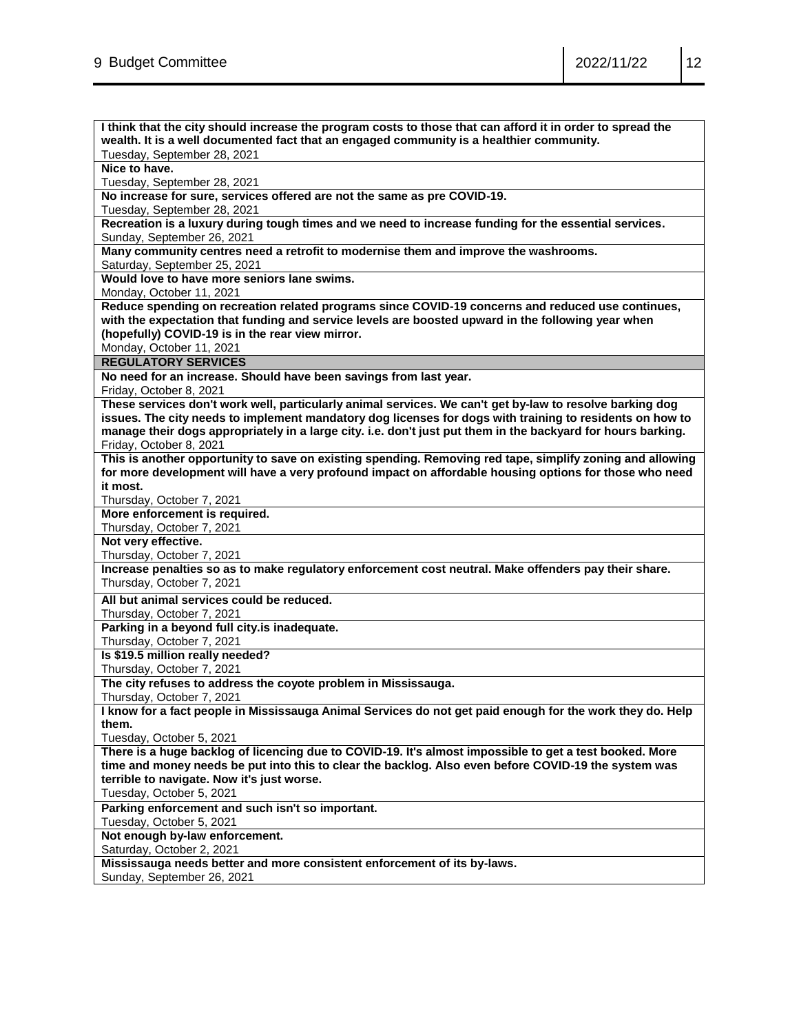| |
|---|
| **I think that the city should increase the program costs to those that can afford it in order to spread the wealth. It is a well documented fact that an engaged community is a healthier community.**<br>Tuesday, September 28, 2021 |
| **Nice to have.**<br>Tuesday, September 28, 2021 |
| **No increase for sure, services offered are not the same as pre COVID-19.**<br>Tuesday, September 28, 2021 |
| **Recreation is a luxury during tough times and we need to increase funding for the essential services.**<br>Sunday, September 26, 2021 |
| **Many community centres need a retrofit to modernise them and improve the washrooms.**<br>Saturday, September 25, 2021 |
| **Would love to have more seniors lane swims.**<br>Monday, October 11, 2021 |
| **Reduce spending on recreation related programs since COVID-19 concerns and reduced use continues, with the expectation that funding and service levels are boosted upward in the following year when (hopefully) COVID-19 is in the rear view mirror.**<br>Monday, October 11, 2021 |
| **REGULATORY SERVICES** |
| **No need for an increase. Should have been savings from last year.**<br>Friday, October 8, 2021 |
| **These services don't work well, particularly animal services. We can't get by-law to resolve barking dog issues. The city needs to implement mandatory dog licenses for dogs with training to residents on how to manage their dogs appropriately in a large city. i.e. don't just put them in the backyard for hours barking.**<br>Friday, October 8, 2021 |
| **This is another opportunity to save on existing spending. Removing red tape, simplify zoning and allowing for more development will have a very profound impact on affordable housing options for those who need it most.**<br>Thursday, October 7, 2021 |
| **More enforcement is required.**<br>Thursday, October 7, 2021 |
| **Not very effective.**<br>Thursday, October 7, 2021 |
| **Increase penalties so as to make regulatory enforcement cost neutral. Make offenders pay their share.**<br>Thursday, October 7, 2021 |
| **All but animal services could be reduced.**<br>Thursday, October 7, 2021 |
| **Parking in a beyond full city.is inadequate.**<br>Thursday, October 7, 2021 |
| **Is $19.5 million really needed?**<br>Thursday, October 7, 2021 |
| **The city refuses to address the coyote problem in Mississauga.**<br>Thursday, October 7, 2021 |
| **I know for a fact people in Mississauga Animal Services do not get paid enough for the work they do. Help them.**<br>Tuesday, October 5, 2021 |
| **There is a huge backlog of licencing due to COVID-19. It's almost impossible to get a test booked. More time and money needs be put into this to clear the backlog. Also even before COVID-19 the system was terrible to navigate. Now it's just worse.**<br>Tuesday, October 5, 2021 |
| **Parking enforcement and such isn't so important.**<br>Tuesday, October 5, 2021 |
| **Not enough by-law enforcement.**<br>Saturday, October 2, 2021 |
| **Mississauga needs better and more consistent enforcement of its by-laws.**<br>Sunday, September 26, 2021 |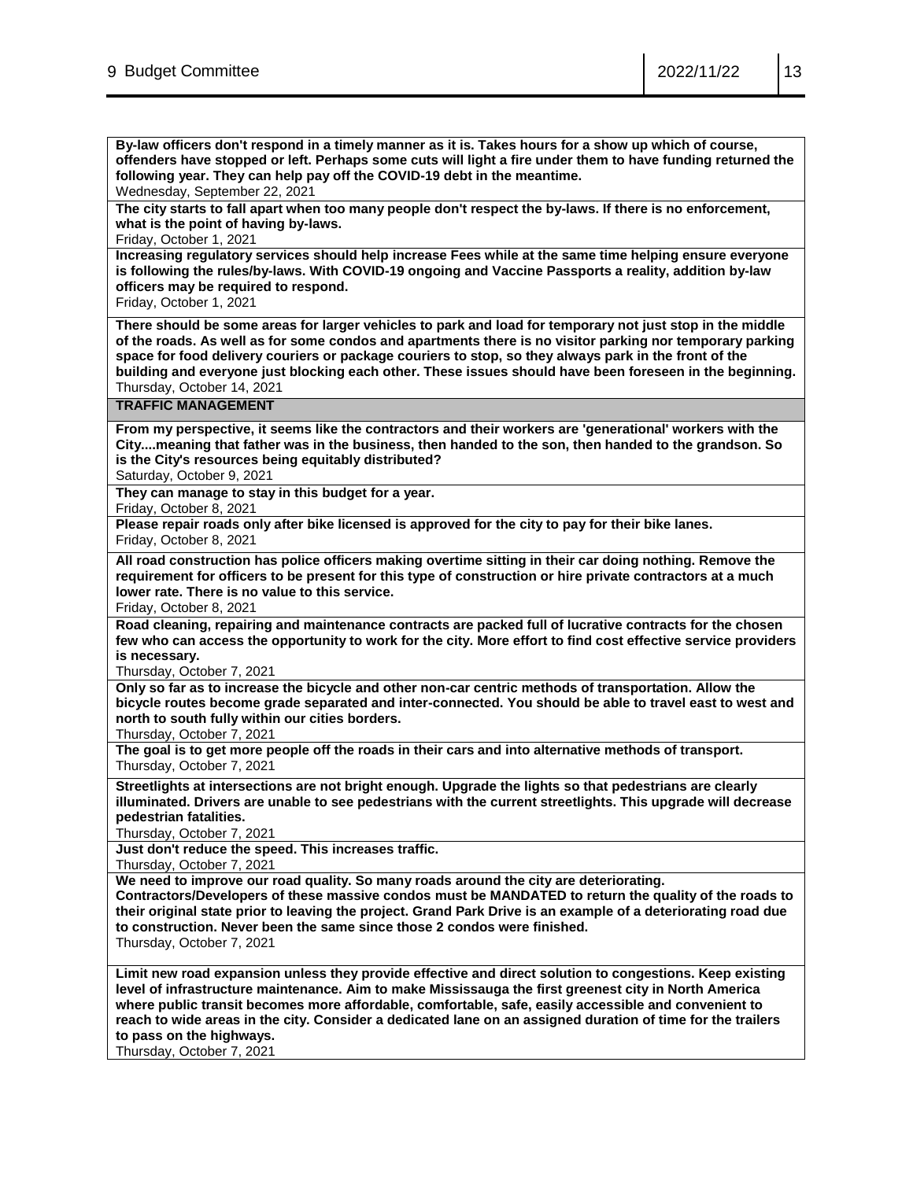**By-law officers don't respond in a timely manner as it is. Takes hours for a show up which of course, offenders have stopped or left. Perhaps some cuts will light a fire under them to have funding returned the following year. They can help pay off the COVID-19 debt in the meantime.**
Wednesday, September 22, 2021

**The city starts to fall apart when too many people don't respect the by-laws. If there is no enforcement, what is the point of having by-laws.**
Friday, October 1, 2021

**Increasing regulatory services should help increase Fees while at the same time helping ensure everyone is following the rules/by-laws. With COVID-19 ongoing and Vaccine Passports a reality, addition by-law officers may be required to respond.**
Friday, October 1, 2021

**There should be some areas for larger vehicles to park and load for temporary not just stop in the middle of the roads. As well as for some condos and apartments there is no visitor parking nor temporary parking space for food delivery couriers or package couriers to stop, so they always park in the front of the building and everyone just blocking each other. These issues should have been foreseen in the beginning.**
Thursday, October 14, 2021

**TRAFFIC MANAGEMENT**

**From my perspective, it seems like the contractors and their workers are 'generational' workers with the City....meaning that father was in the business, then handed to the son, then handed to the grandson. So is the City's resources being equitably distributed?**
Saturday, October 9, 2021

**They can manage to stay in this budget for a year.**
Friday, October 8, 2021

**Please repair roads only after bike licensed is approved for the city to pay for their bike lanes.**
Friday, October 8, 2021

**All road construction has police officers making overtime sitting in their car doing nothing. Remove the requirement for officers to be present for this type of construction or hire private contractors at a much lower rate. There is no value to this service.**
Friday, October 8, 2021

**Road cleaning, repairing and maintenance contracts are packed full of lucrative contracts for the chosen few who can access the opportunity to work for the city. More effort to find cost effective service providers is necessary.**
Thursday, October 7, 2021

**Only so far as to increase the bicycle and other non-car centric methods of transportation. Allow the bicycle routes become grade separated and inter-connected. You should be able to travel east to west and north to south fully within our cities borders.**
Thursday, October 7, 2021

**The goal is to get more people off the roads in their cars and into alternative methods of transport.**
Thursday, October 7, 2021

**Streetlights at intersections are not bright enough. Upgrade the lights so that pedestrians are clearly illuminated. Drivers are unable to see pedestrians with the current streetlights. This upgrade will decrease pedestrian fatalities.**
Thursday, October 7, 2021

**Just don't reduce the speed. This increases traffic.**
Thursday, October 7, 2021

**We need to improve our road quality. So many roads around the city are deteriorating. Contractors/Developers of these massive condos must be MANDATED to return the quality of the roads to their original state prior to leaving the project. Grand Park Drive is an example of a deteriorating road due to construction. Never been the same since those 2 condos were finished.**
Thursday, October 7, 2021

**Limit new road expansion unless they provide effective and direct solution to congestions. Keep existing level of infrastructure maintenance. Aim to make Mississauga the first greenest city in North America where public transit becomes more affordable, comfortable, safe, easily accessible and convenient to reach to wide areas in the city. Consider a dedicated lane on an assigned duration of time for the trailers to pass on the highways.**
Thursday, October 7, 2021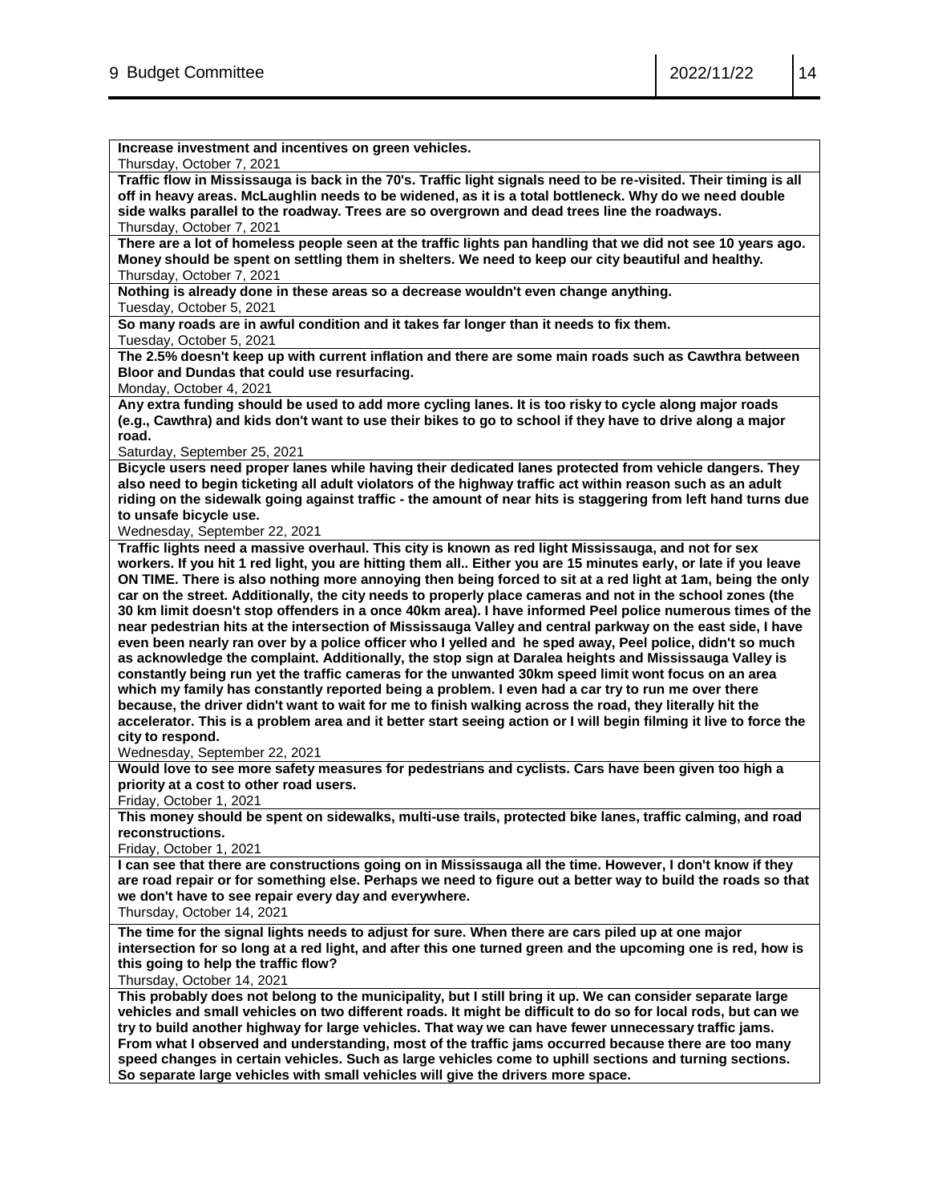| |
|---|
| **Increase investment and incentives on green vehicles.**<br>Thursday, October 7, 2021 |
| **Traffic flow in Mississauga is back in the 70's. Traffic light signals need to be re-visited. Their timing is all off in heavy areas. McLaughlin needs to be widened, as it is a total bottleneck. Why do we need double side walks parallel to the roadway. Trees are so overgrown and dead trees line the roadways.**<br>Thursday, October 7, 2021 |
| **There are a lot of homeless people seen at the traffic lights pan handling that we did not see 10 years ago. Money should be spent on settling them in shelters. We need to keep our city beautiful and healthy.**<br>Thursday, October 7, 2021 |
| **Nothing is already done in these areas so a decrease wouldn't even change anything.**<br>Tuesday, October 5, 2021 |
| **So many roads are in awful condition and it takes far longer than it needs to fix them.**<br>Tuesday, October 5, 2021 |
| **The 2.5% doesn't keep up with current inflation and there are some main roads such as Cawthra between Bloor and Dundas that could use resurfacing.**<br>Monday, October 4, 2021 |
| **Any extra funding should be used to add more cycling lanes. It is too risky to cycle along major roads (e.g., Cawthra) and kids don't want to use their bikes to go to school if they have to drive along a major road.**<br>Saturday, September 25, 2021 |
| **Bicycle users need proper lanes while having their dedicated lanes protected from vehicle dangers. They also need to begin ticketing all adult violators of the highway traffic act within reason such as an adult riding on the sidewalk going against traffic - the amount of near hits is staggering from left hand turns due to unsafe bicycle use.**<br>Wednesday, September 22, 2021 |
| **Traffic lights need a massive overhaul. This city is known as red light Mississauga, and not for sex workers. If you hit 1 red light, you are hitting them all.. Either you are 15 minutes early, or late if you leave ON TIME. There is also nothing more annoying then being forced to sit at a red light at 1am, being the only car on the street. Additionally, the city needs to properly place cameras and not in the school zones (the 30 km limit doesn't stop offenders in a once 40km area). I have informed Peel police numerous times of the near pedestrian hits at the intersection of Mississauga Valley and central parkway on the east side, I have even been nearly ran over by a police officer who I yelled and he sped away, Peel police, didn't so much as acknowledge the complaint. Additionally, the stop sign at Daralea heights and Mississauga Valley is constantly being run yet the traffic cameras for the unwanted 30km speed limit wont focus on an area which my family has constantly reported being a problem. I even had a car try to run me over there because, the driver didn't want to wait for me to finish walking across the road, they literally hit the accelerator. This is a problem area and it better start seeing action or I will begin filming it live to force the city to respond.**<br>Wednesday, September 22, 2021 |
| **Would love to see more safety measures for pedestrians and cyclists. Cars have been given too high a priority at a cost to other road users.**<br>Friday, October 1, 2021 |
| **This money should be spent on sidewalks, multi-use trails, protected bike lanes, traffic calming, and road reconstructions.**<br>Friday, October 1, 2021 |
| **I can see that there are constructions going on in Mississauga all the time. However, I don't know if they are road repair or for something else. Perhaps we need to figure out a better way to build the roads so that we don't have to see repair every day and everywhere.**<br>Thursday, October 14, 2021 |
| **The time for the signal lights needs to adjust for sure. When there are cars piled up at one major intersection for so long at a red light, and after this one turned green and the upcoming one is red, how is this going to help the traffic flow?**<br>Thursday, October 14, 2021 |
| **This probably does not belong to the municipality, but I still bring it up. We can consider separate large vehicles and small vehicles on two different roads. It might be difficult to do so for local rods, but can we try to build another highway for large vehicles. That way we can have fewer unnecessary traffic jams. From what I observed and understanding, most of the traffic jams occurred because there are too many speed changes in certain vehicles. Such as large vehicles come to uphill sections and turning sections. So separate large vehicles with small vehicles will give the drivers more space.** |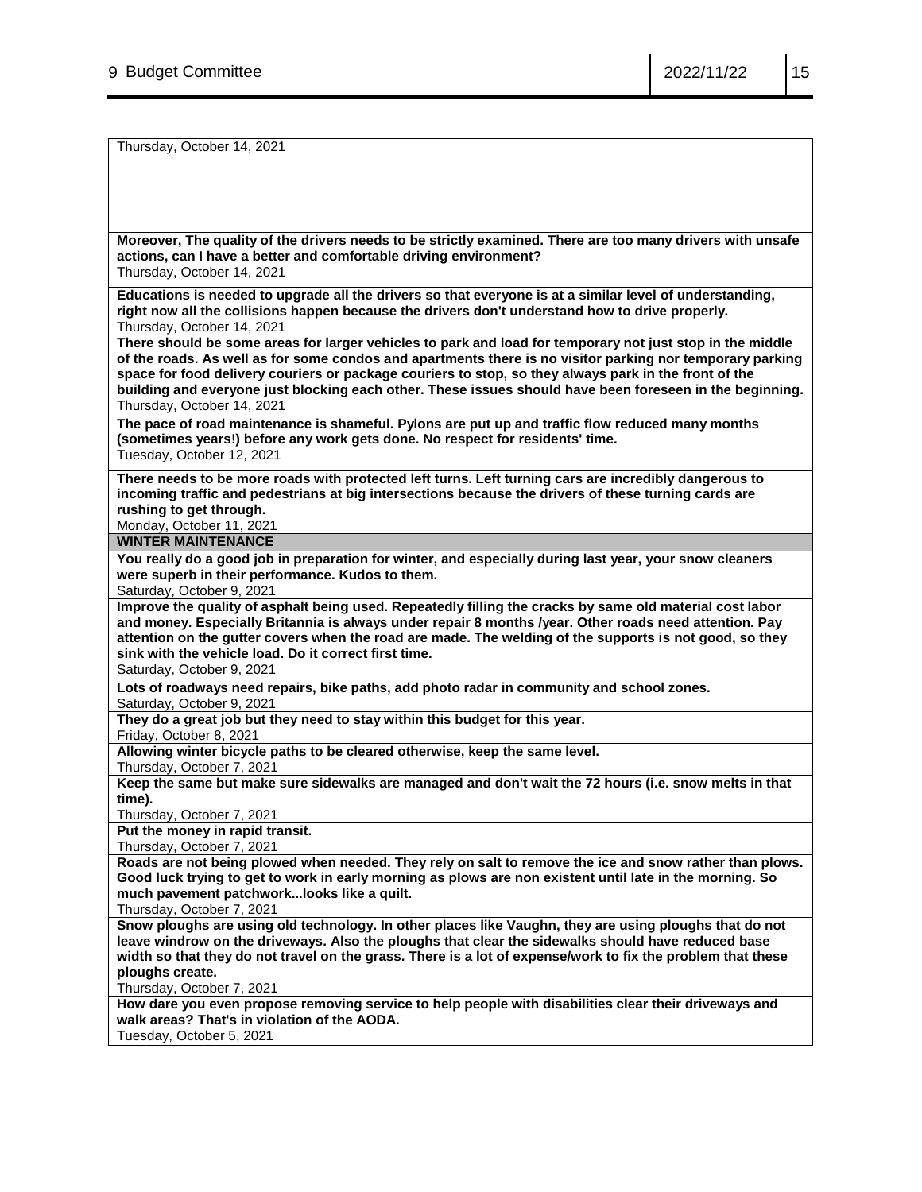| |
|---|
| Thursday, October 14, 2021 |
| **Moreover, The quality of the drivers needs to be strictly examined. There are too many drivers with unsafe actions, can I have a better and comfortable driving environment?**<br>Thursday, October 14, 2021 |
| **Educations is needed to upgrade all the drivers so that everyone is at a similar level of understanding, right now all the collisions happen because the drivers don't understand how to drive properly.**<br>Thursday, October 14, 2021 |
| **There should be some areas for larger vehicles to park and load for temporary not just stop in the middle of the roads. As well as for some condos and apartments there is no visitor parking nor temporary parking space for food delivery couriers or package couriers to stop, so they always park in the front of the building and everyone just blocking each other. These issues should have been foreseen in the beginning.**<br>Thursday, October 14, 2021 |
| **The pace of road maintenance is shameful. Pylons are put up and traffic flow reduced many months (sometimes years!) before any work gets done. No respect for residents' time.**<br>Tuesday, October 12, 2021 |
| **There needs to be more roads with protected left turns. Left turning cars are incredibly dangerous to incoming traffic and pedestrians at big intersections because the drivers of these turning cards are rushing to get through.**<br>Monday, October 11, 2021 |
| **WINTER MAINTENANCE** |
| **You really do a good job in preparation for winter, and especially during last year, your snow cleaners were superb in their performance. Kudos to them.**<br>Saturday, October 9, 2021 |
| **Improve the quality of asphalt being used. Repeatedly filling the cracks by same old material cost labor and money. Especially Britannia is always under repair 8 months /year. Other roads need attention. Pay attention on the gutter covers when the road are made. The welding of the supports is not good, so they sink with the vehicle load. Do it correct first time.**<br>Saturday, October 9, 2021 |
| **Lots of roadways need repairs, bike paths, add photo radar in community and school zones.**<br>Saturday, October 9, 2021 |
| **They do a great job but they need to stay within this budget for this year.**<br>Friday, October 8, 2021 |
| **Allowing winter bicycle paths to be cleared otherwise, keep the same level.**<br>Thursday, October 7, 2021 |
| **Keep the same but make sure sidewalks are managed and don't wait the 72 hours (i.e. snow melts in that time).**<br>Thursday, October 7, 2021 |
| **Put the money in rapid transit.**<br>Thursday, October 7, 2021 |
| **Roads are not being plowed when needed. They rely on salt to remove the ice and snow rather than plows. Good luck trying to get to work in early morning as plows are non existent until late in the morning. So much pavement patchwork...looks like a quilt.**<br>Thursday, October 7, 2021 |
| **Snow ploughs are using old technology. In other places like Vaughn, they are using ploughs that do not leave windrow on the driveways. Also the ploughs that clear the sidewalks should have reduced base width so that they do not travel on the grass. There is a lot of expense/work to fix the problem that these ploughs create.**<br>Thursday, October 7, 2021 |
| **How dare you even propose removing service to help people with disabilities clear their driveways and walk areas? That's in violation of the AODA.**<br>Tuesday, October 5, 2021 |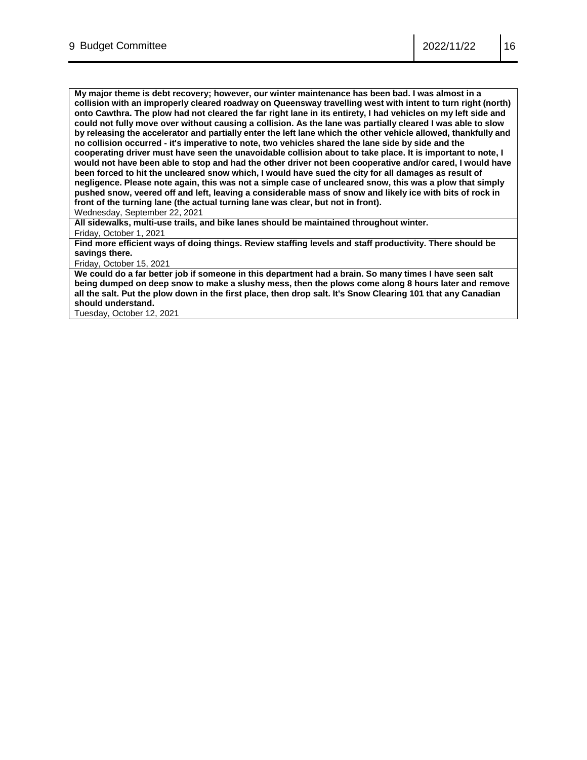| |
|---|
| **My major theme is debt recovery; however, our winter maintenance has been bad. I was almost in a collision with an improperly cleared roadway on Queensway travelling west with intent to turn right (north) onto Cawthra. The plow had not cleared the far right lane in its entirety, I had vehicles on my left side and could not fully move over without causing a collision. As the lane was partially cleared I was able to slow by releasing the accelerator and partially enter the left lane which the other vehicle allowed, thankfully and no collision occurred - it's imperative to note, two vehicles shared the lane side by side and the cooperating driver must have seen the unavoidable collision about to take place. It is important to note, I would not have been able to stop and had the other driver not been cooperative and/or cared, I would have been forced to hit the uncleared snow which, I would have sued the city for all damages as result of negligence. Please note again, this was not a simple case of uncleared snow, this was a plow that simply pushed snow, veered off and left, leaving a considerable mass of snow and likely ice with bits of rock in front of the turning lane (the actual turning lane was clear, but not in front).**<br>Wednesday, September 22, 2021 |
| **All sidewalks, multi-use trails, and bike lanes should be maintained throughout winter.**<br>Friday, October 1, 2021 |
| **Find more efficient ways of doing things. Review staffing levels and staff productivity. There should be savings there.**<br>Friday, October 15, 2021 |
| **We could do a far better job if someone in this department had a brain. So many times I have seen salt being dumped on deep snow to make a slushy mess, then the plows come along 8 hours later and remove all the salt. Put the plow down in the first place, then drop salt. It's Snow Clearing 101 that any Canadian should understand.**<br>Tuesday, October 12, 2021 |